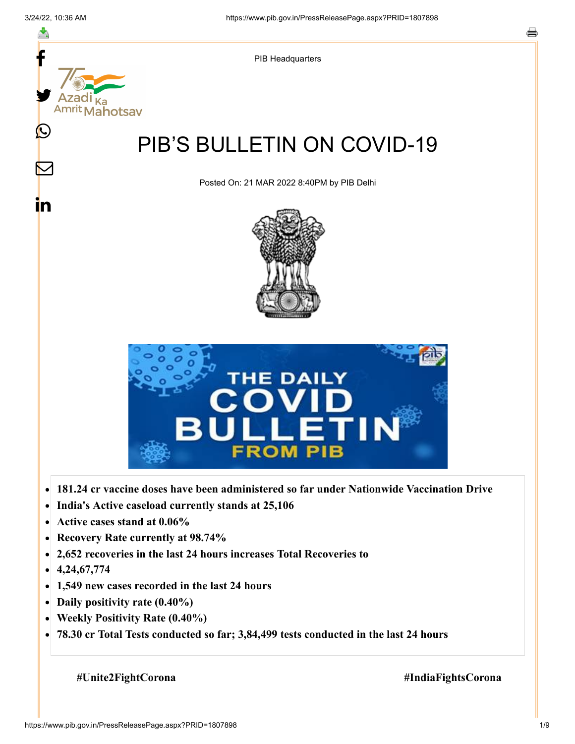PIB Headquarters

# PIB'S BULLETIN ON COVID-19

Posted On: 21 MAR 2022 8:40PM by PIB Delhi

- **181.24 cr vaccine doses have been administered so far under Nationwide Vaccination Drive**
- **India's Active caseload currently stands at 25,106**
- **Active cases stand at 0.06%**
- **Recovery Rate currently at 98.74%**
- **2,652 recoveries in the last 24 hours increases Total Recoveries to**
- **4,24,67,774**
- **1,549 new cases recorded in the last 24 hours**
- **Daily positivity rate (0.40%)**
- **Weekly Positivity Rate (0.40%)**
- **78.30 cr Total Tests conducted so far; 3,84,499 tests conducted in the last 24 hours**

**#Unite2FightCorona** **#IndiaFightsCorona**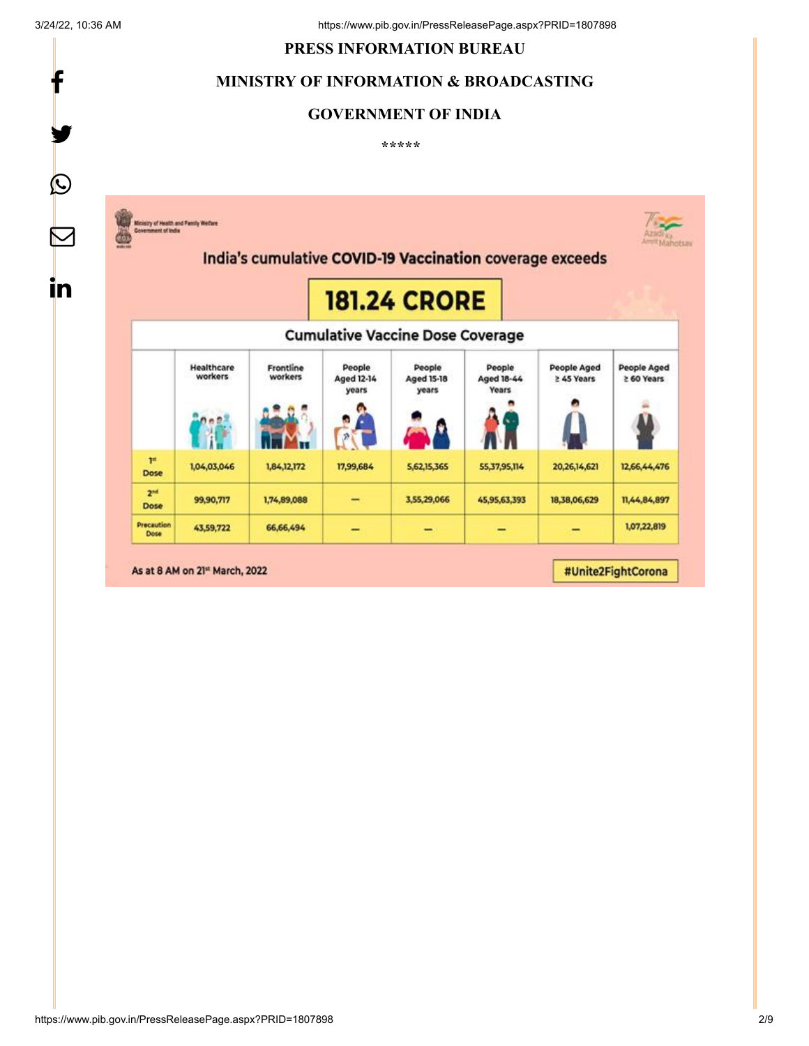**PRESS INFORMATION BUREAU**

**MINISTRY OF INFORMATION & BROADCASTING**

**GOVERNMENT OF INDIA**

\*\*\*\*\*

Ministry of Health and Family Welfare
Government of India

## India's cumulative COVID-19 Vaccination coverage exceeds

# 181.24 CRORE

### Cumulative Vaccine Dose Coverage

| | Healthcare workers | Frontline workers | People Aged 12-14 years | People Aged 15-18 years | People Aged 18-44 Years | People Aged ≥ 45 Years | People Aged ≥ 60 Years |
|---|---|---|---|---|---|---|---|
| 1st Dose | 1,04,03,046 | 1,84,12,172 | 17,99,684 | 5,62,15,365 | 55,37,95,114 | 20,26,14,621 | 12,66,44,476 |
| 2nd Dose | 99,90,717 | 1,74,89,088 | — | 3,55,29,066 | 45,95,63,393 | 18,38,06,629 | 11,44,84,897 |
| Precaution Dose | 43,59,722 | 66,66,494 | — | — | — | — | 1,07,22,819 |

As at 8 AM on 21st March, 2022

#Unite2FightCorona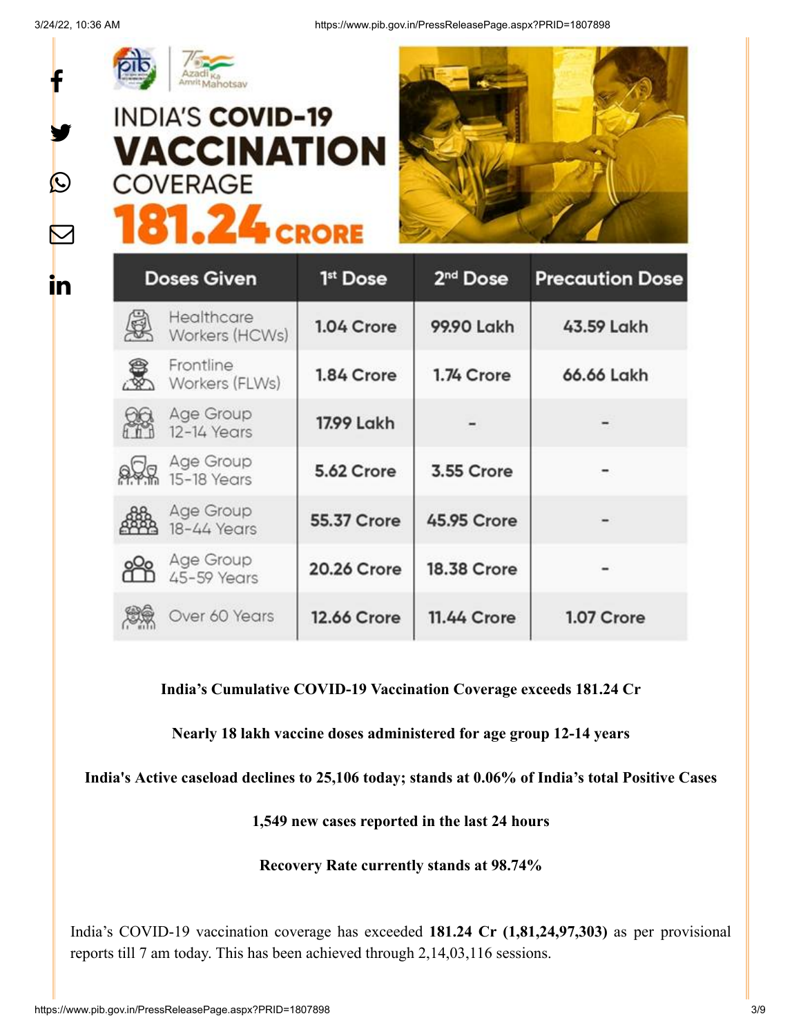# INDIA'S COVID-19 VACCINATION COVERAGE 181.24 CRORE

| Doses Given | 1st Dose | 2nd Dose | Precaution Dose |
|---|---|---|---|
| Healthcare Workers (HCWs) | 1.04 Crore | 99.90 Lakh | 43.59 Lakh |
| Frontline Workers (FLWs) | 1.84 Crore | 1.74 Crore | 66.66 Lakh |
| Age Group 12-14 Years | 17.99 Lakh | - | - |
| Age Group 15-18 Years | 5.62 Crore | 3.55 Crore | - |
| Age Group 18-44 Years | 55.37 Crore | 45.95 Crore | - |
| Age Group 45-59 Years | 20.26 Crore | 18.38 Crore | - |
| Over 60 Years | 12.66 Crore | 11.44 Crore | 1.07 Crore |

**India's Cumulative COVID-19 Vaccination Coverage exceeds 181.24 Cr**

**Nearly 18 lakh vaccine doses administered for age group 12-14 years**

**India's Active caseload declines to 25,106 today; stands at 0.06% of India's total Positive Cases**

**1,549 new cases reported in the last 24 hours**

**Recovery Rate currently stands at 98.74%**

India's COVID-19 vaccination coverage has exceeded **181.24 Cr (1,81,24,97,303)** as per provisional reports till 7 am today. This has been achieved through 2,14,03,116 sessions.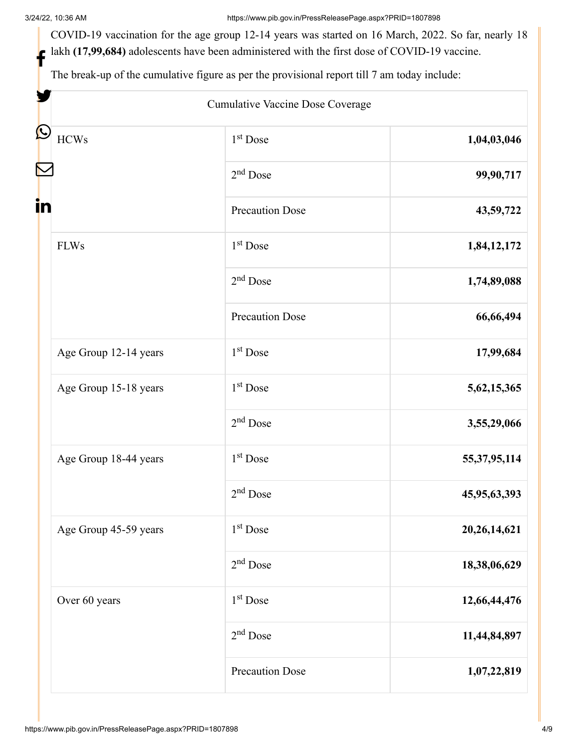COVID-19 vaccination for the age group 12-14 years was started on 16 March, 2022. So far, nearly 18 lakh **(17,99,684)** adolescents have been administered with the first dose of COVID-19 vaccine.

The break-up of the cumulative figure as per the provisional report till 7 am today include:

| Cumulative Vaccine Dose Coverage | | |
|---|---|---|
| HCWs | 1st Dose | **1,04,03,046** |
| | 2nd Dose | **99,90,717** |
| | Precaution Dose | **43,59,722** |
| FLWs | 1st Dose | **1,84,12,172** |
| | 2nd Dose | **1,74,89,088** |
| | Precaution Dose | **66,66,494** |
| Age Group 12-14 years | 1st Dose | **17,99,684** |
| Age Group 15-18 years | 1st Dose | **5,62,15,365** |
| | 2nd Dose | **3,55,29,066** |
| Age Group 18-44 years | 1st Dose | **55,37,95,114** |
| | 2nd Dose | **45,95,63,393** |
| Age Group 45-59 years | 1st Dose | **20,26,14,621** |
| | 2nd Dose | **18,38,06,629** |
| Over 60 years | 1st Dose | **12,66,44,476** |
| | 2nd Dose | **11,44,84,897** |
| | Precaution Dose | **1,07,22,819** |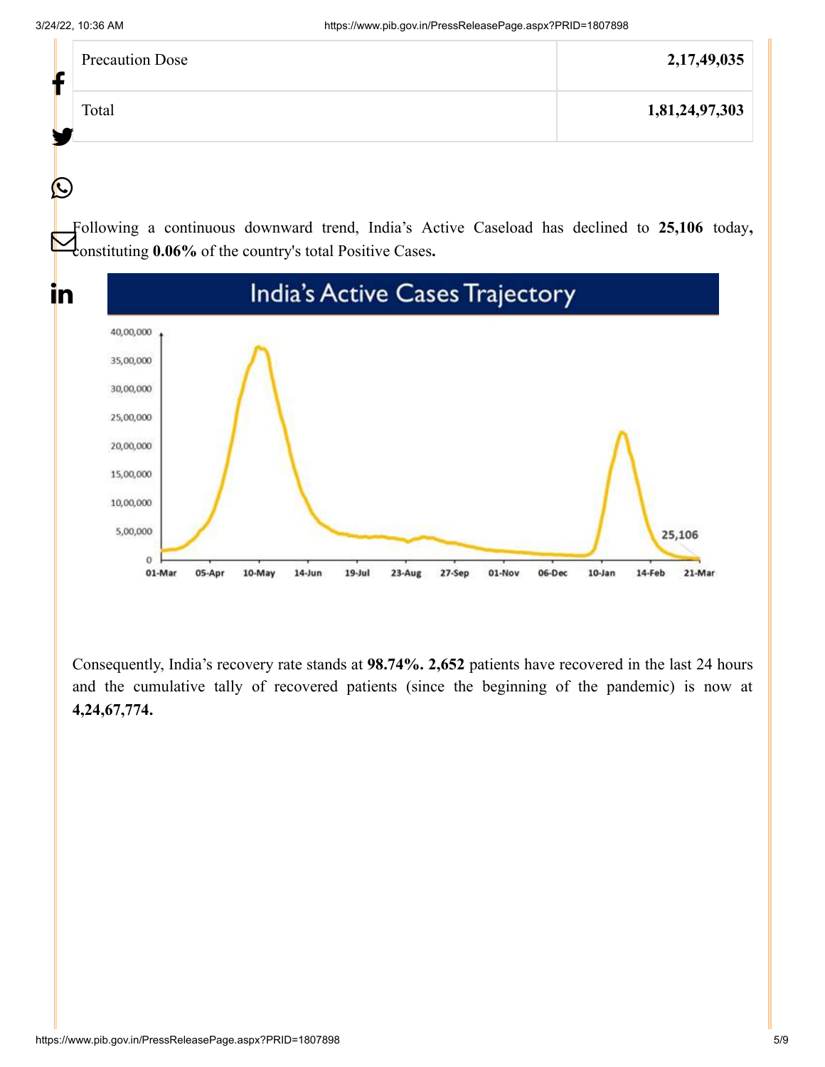| Precaution Dose | 2,17,49,035 |
|---|---|
| Total | 1,81,24,97,303 |

Following a continuous downward trend, India's Active Caseload has declined to **25,106** today**,** constituting **0.06%** of the country's total Positive Cases**.**

India's Active Cases Trajectory

Consequently, India's recovery rate stands at **98.74%. 2,652** patients have recovered in the last 24 hours and the cumulative tally of recovered patients (since the beginning of the pandemic) is now at **4,24,67,774.**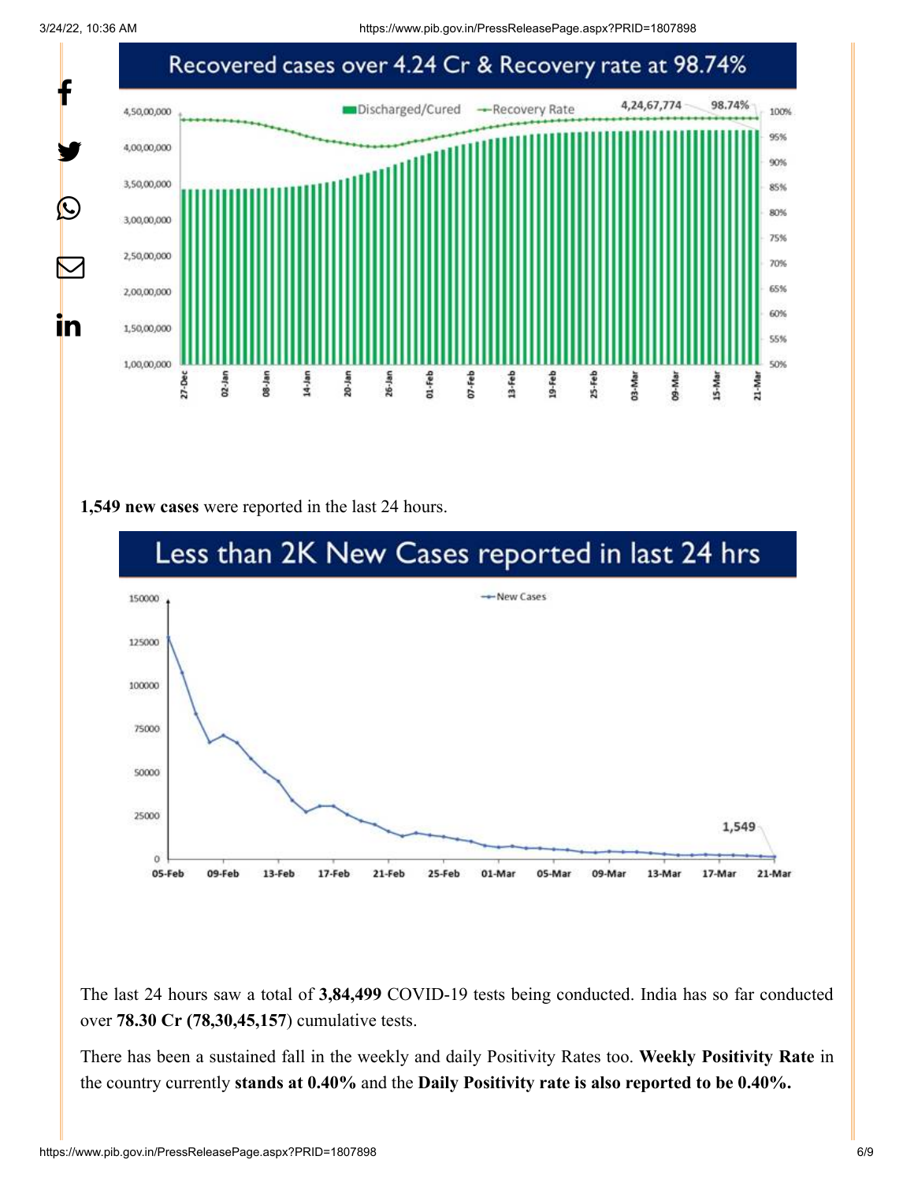## Recovered cases over 4.24 Cr & Recovery rate at 98.74%

**1,549 new cases** were reported in the last 24 hours.

## Less than 2K New Cases reported in last 24 hrs

The last 24 hours saw a total of **3,84,499** COVID-19 tests being conducted. India has so far conducted over **78.30 Cr (78,30,45,157**) cumulative tests.

There has been a sustained fall in the weekly and daily Positivity Rates too. **Weekly Positivity Rate** in the country currently **stands at 0.40%** and the **Daily Positivity rate is also reported to be 0.40%.**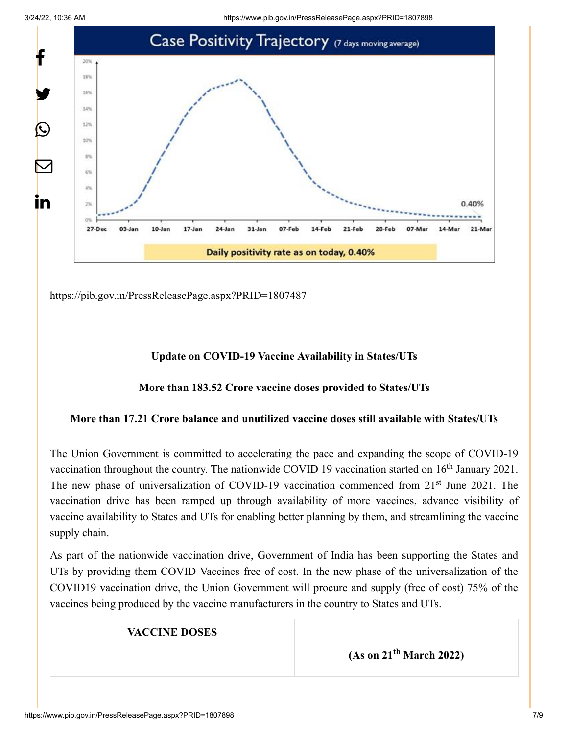https://pib.gov.in/PressReleasePage.aspx?PRID=1807487

**Update on COVID-19 Vaccine Availability in States/UTs**

**More than 183.52 Crore vaccine doses provided to States/UTs**

**More than 17.21 Crore balance and unutilized vaccine doses still available with States/UTs**

The Union Government is committed to accelerating the pace and expanding the scope of COVID-19 vaccination throughout the country. The nationwide COVID 19 vaccination started on 16th January 2021. The new phase of universalization of COVID-19 vaccination commenced from 21st June 2021. The vaccination drive has been ramped up through availability of more vaccines, advance visibility of vaccine availability to States and UTs for enabling better planning by them, and streamlining the vaccine supply chain.

As part of the nationwide vaccination drive, Government of India has been supporting the States and UTs by providing them COVID Vaccines free of cost. In the new phase of the universalization of the COVID19 vaccination drive, the Union Government will procure and supply (free of cost) 75% of the vaccines being produced by the vaccine manufacturers in the country to States and UTs.

| **VACCINE DOSES** | **(As on 21th March 2022)** |
|---|---|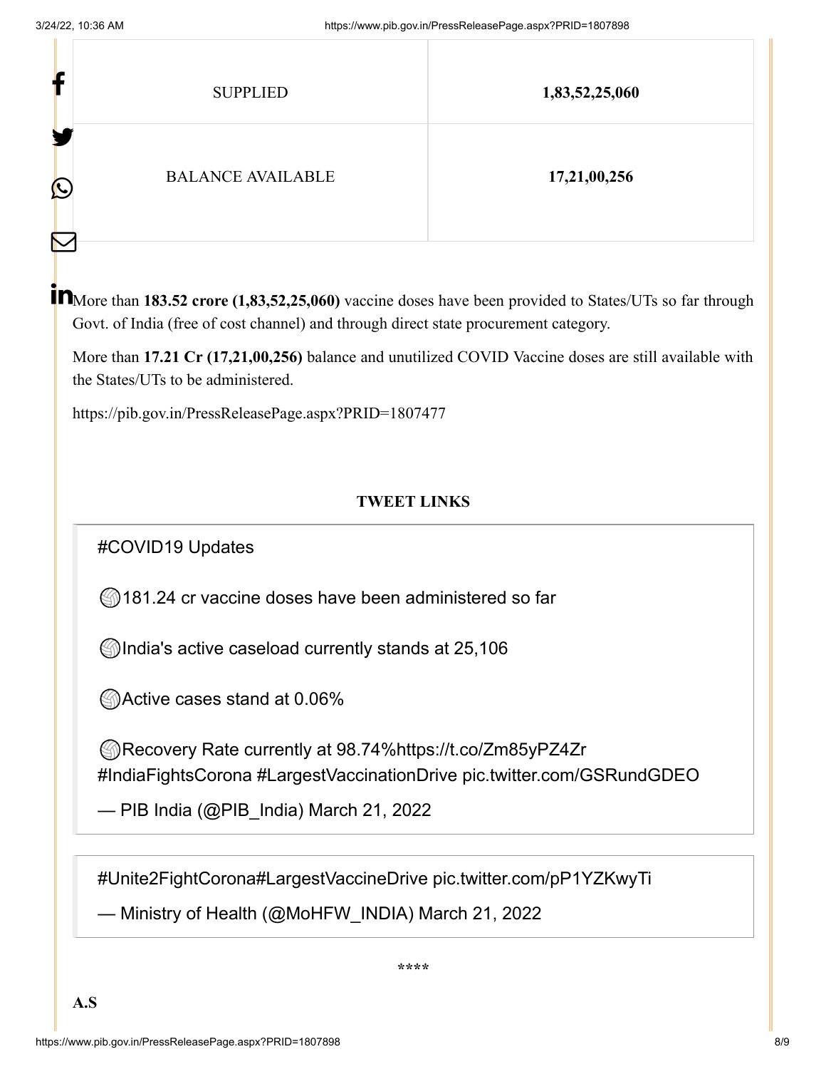| SUPPLIED | **1,83,52,25,060** |
| --- | --- |
| BALANCE AVAILABLE | **17,21,00,256** |

More than **183.52 crore (1,83,52,25,060)** vaccine doses have been provided to States/UTs so far through Govt. of India (free of cost channel) and through direct state procurement category.

More than **17.21 Cr (17,21,00,256)** balance and unutilized COVID Vaccine doses are still available with the States/UTs to be administered.

https://pib.gov.in/PressReleasePage.aspx?PRID=1807477

**TWEET LINKS**

> #COVID19 Updates
>
> 🏐181.24 cr vaccine doses have been administered so far
>
> 🏐India's active caseload currently stands at 25,106
>
> 🏐Active cases stand at 0.06%
>
> 🏐Recovery Rate currently at 98.74%https://t.co/Zm85yPZ4Zr #IndiaFightsCorona #LargestVaccinationDrive pic.twitter.com/GSRundGDEO
>
> — PIB India (@PIB_India) March 21, 2022

> #Unite2FightCorona#LargestVaccineDrive pic.twitter.com/pP1YZKwyTi
>
> — Ministry of Health (@MoHFW_INDIA) March 21, 2022

****

**A.S**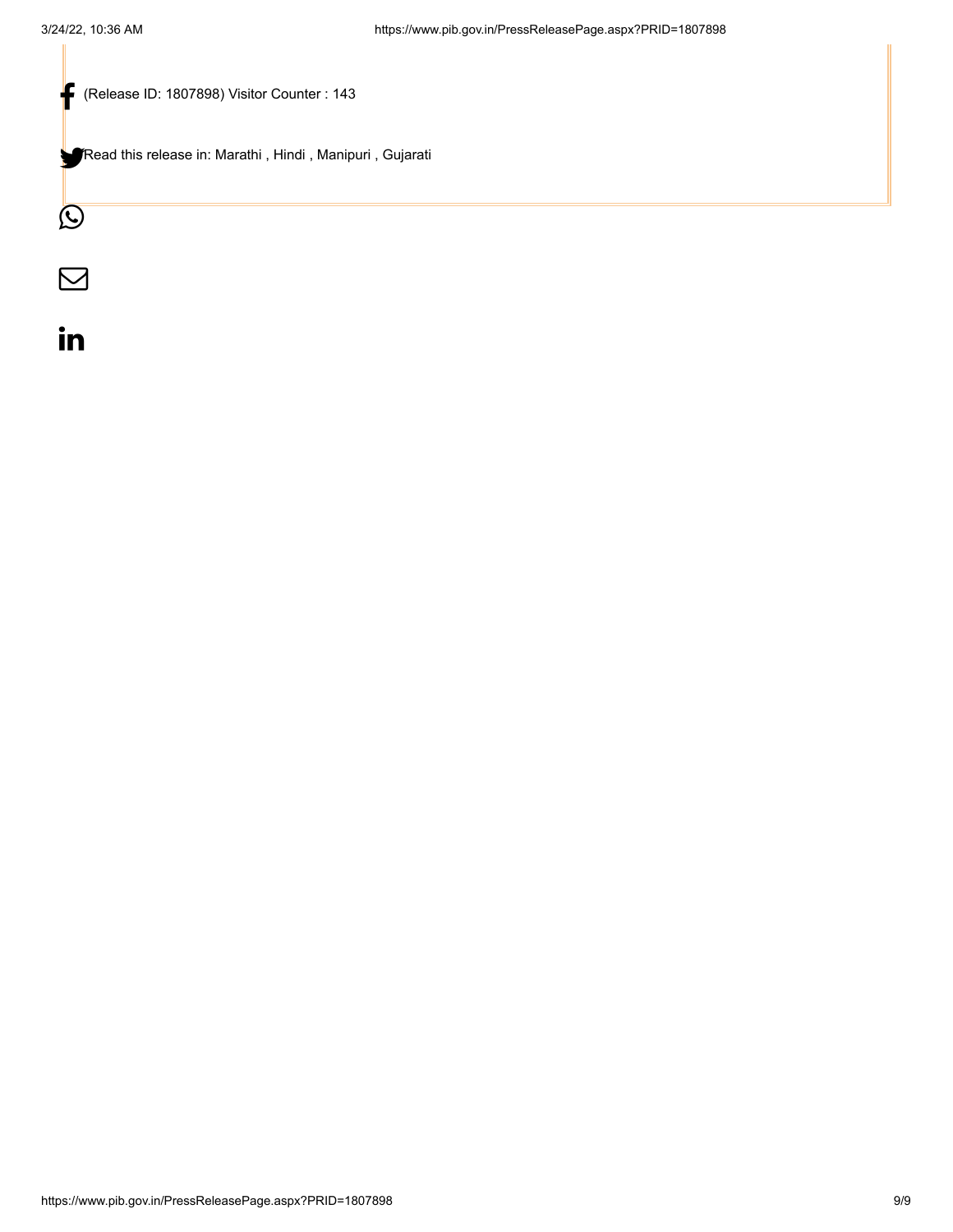(Release ID: 1807898) Visitor Counter : 143

Read this release in: Marathi , Hindi , Manipuri , Gujarati